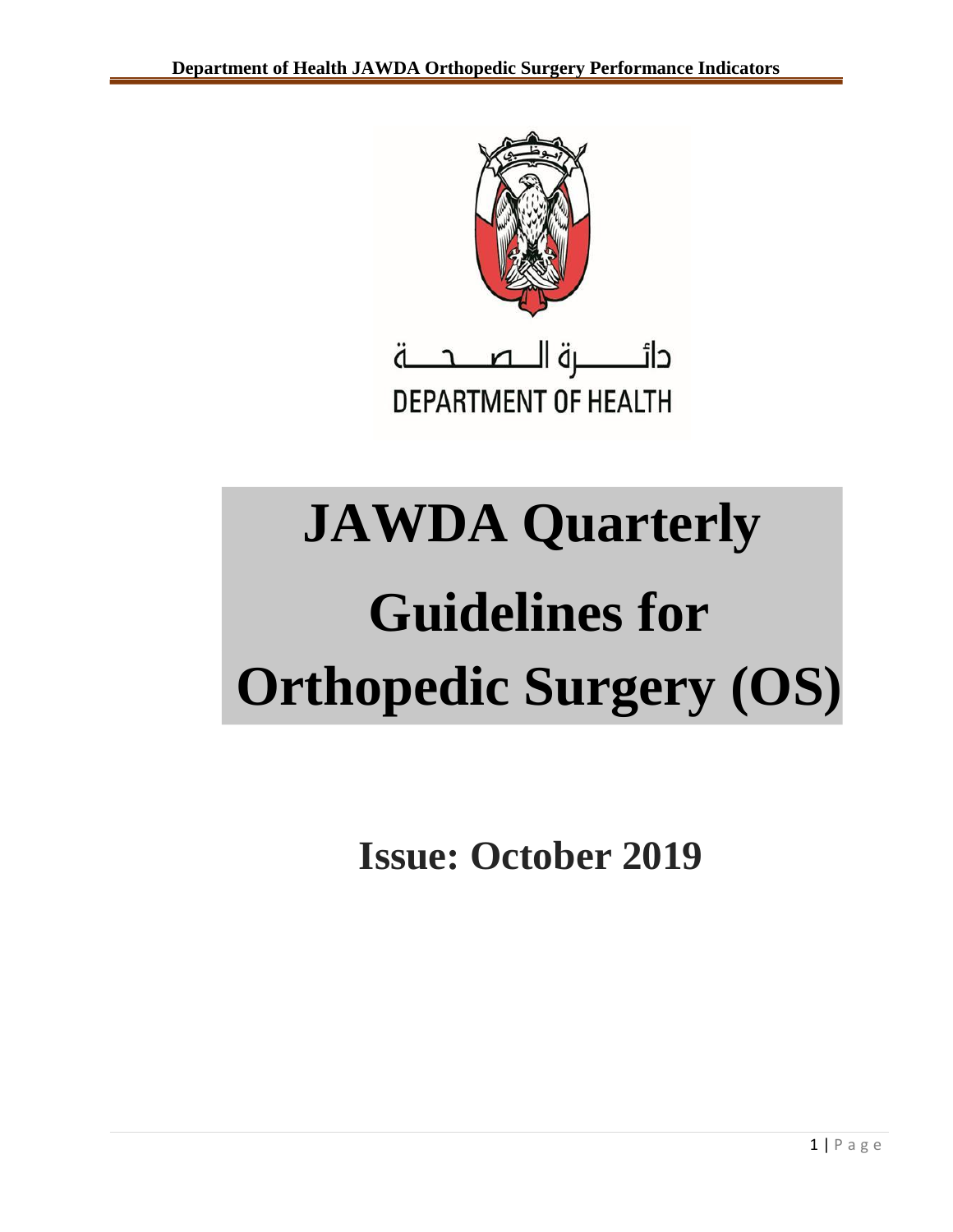دائـــــرة الـصـحـــة

DEPARTMENT OF HEALTH

# JAWDA Quarterly Guidelines for Orthopedic Surgery (OS)

## Issue: October 2019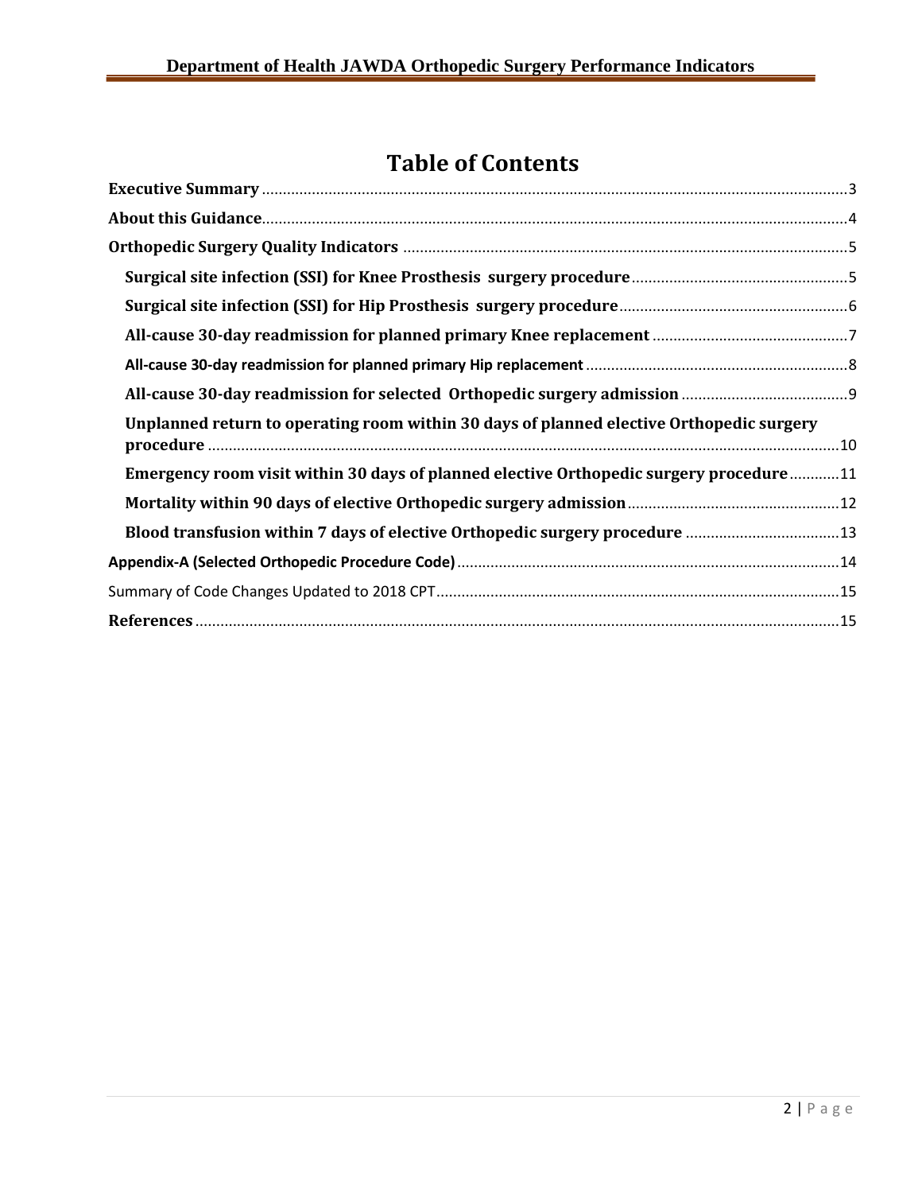# Table of Contents

**Executive Summary** .....3

**About this Guidance** .....4

**Orthopedic Surgery Quality Indicators** .....5

- **Surgical site infection (SSI) for Knee Prosthesis surgery procedure** .....5
- **Surgical site infection (SSI) for Hip Prosthesis surgery procedure** .....6
- **All-cause 30-day readmission for planned primary Knee replacement** .....7
- **All-cause 30-day readmission for planned primary Hip replacement** .....8
- **All-cause 30-day readmission for selected Orthopedic surgery admission** .....9
- **Unplanned return to operating room within 30 days of planned elective Orthopedic surgery procedure** .....10
- **Emergency room visit within 30 days of planned elective Orthopedic surgery procedure** .....11
- **Mortality within 90 days of elective Orthopedic surgery admission** .....12
- **Blood transfusion within 7 days of elective Orthopedic surgery procedure** .....13

**Appendix-A (Selected Orthopedic Procedure Code)** .....14

Summary of Code Changes Updated to 2018 CPT .....15

**References** .....15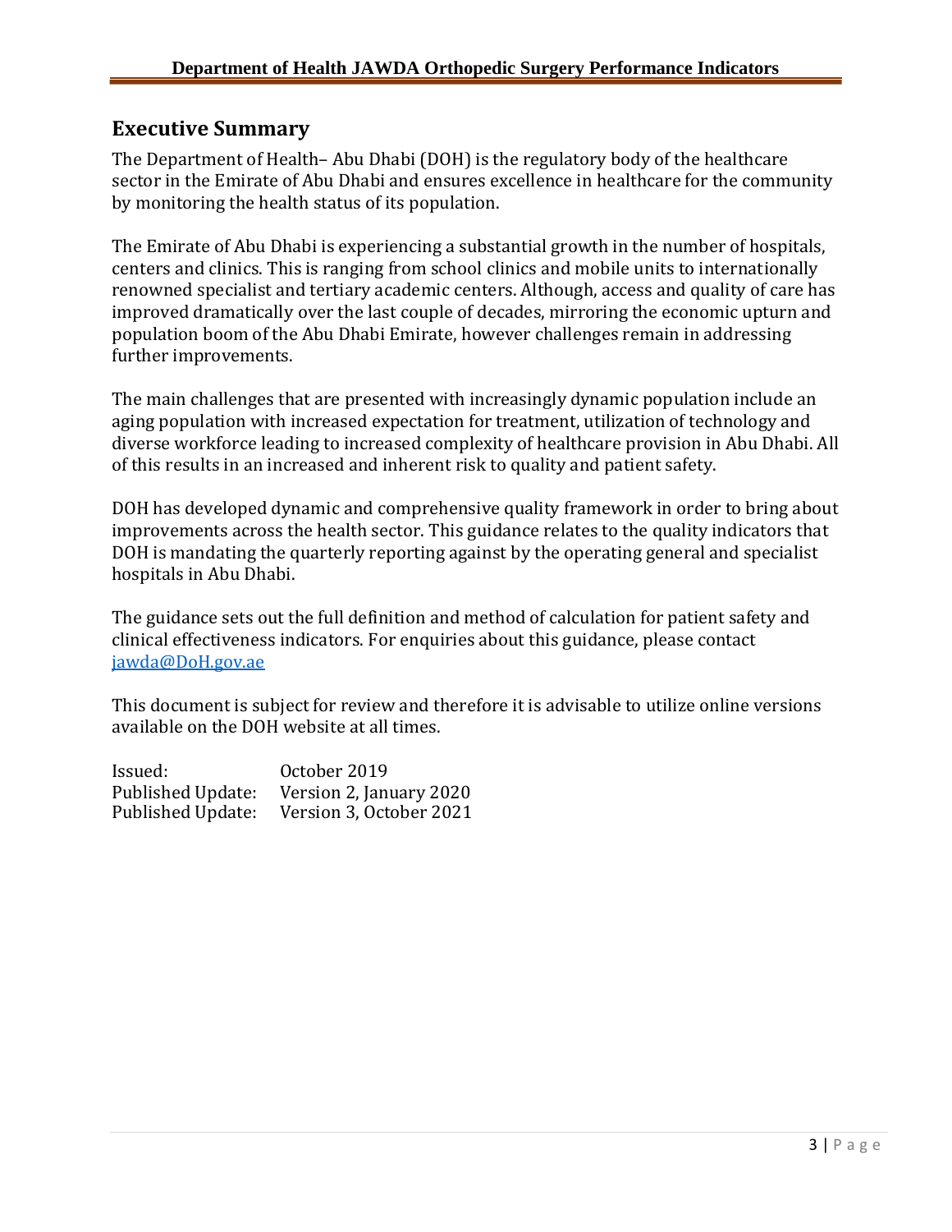## Executive Summary

The Department of Health– Abu Dhabi (DOH) is the regulatory body of the healthcare sector in the Emirate of Abu Dhabi and ensures excellence in healthcare for the community by monitoring the health status of its population.

The Emirate of Abu Dhabi is experiencing a substantial growth in the number of hospitals, centers and clinics. This is ranging from school clinics and mobile units to internationally renowned specialist and tertiary academic centers. Although, access and quality of care has improved dramatically over the last couple of decades, mirroring the economic upturn and population boom of the Abu Dhabi Emirate, however challenges remain in addressing further improvements.

The main challenges that are presented with increasingly dynamic population include an aging population with increased expectation for treatment, utilization of technology and diverse workforce leading to increased complexity of healthcare provision in Abu Dhabi. All of this results in an increased and inherent risk to quality and patient safety.

DOH has developed dynamic and comprehensive quality framework in order to bring about improvements across the health sector. This guidance relates to the quality indicators that DOH is mandating the quarterly reporting against by the operating general and specialist hospitals in Abu Dhabi.

The guidance sets out the full definition and method of calculation for patient safety and clinical effectiveness indicators. For enquiries about this guidance, please contact jawda@DoH.gov.ae

This document is subject for review and therefore it is advisable to utilize online versions available on the DOH website at all times.

Issued: October 2019
Published Update: Version 2, January 2020
Published Update: Version 3, October 2021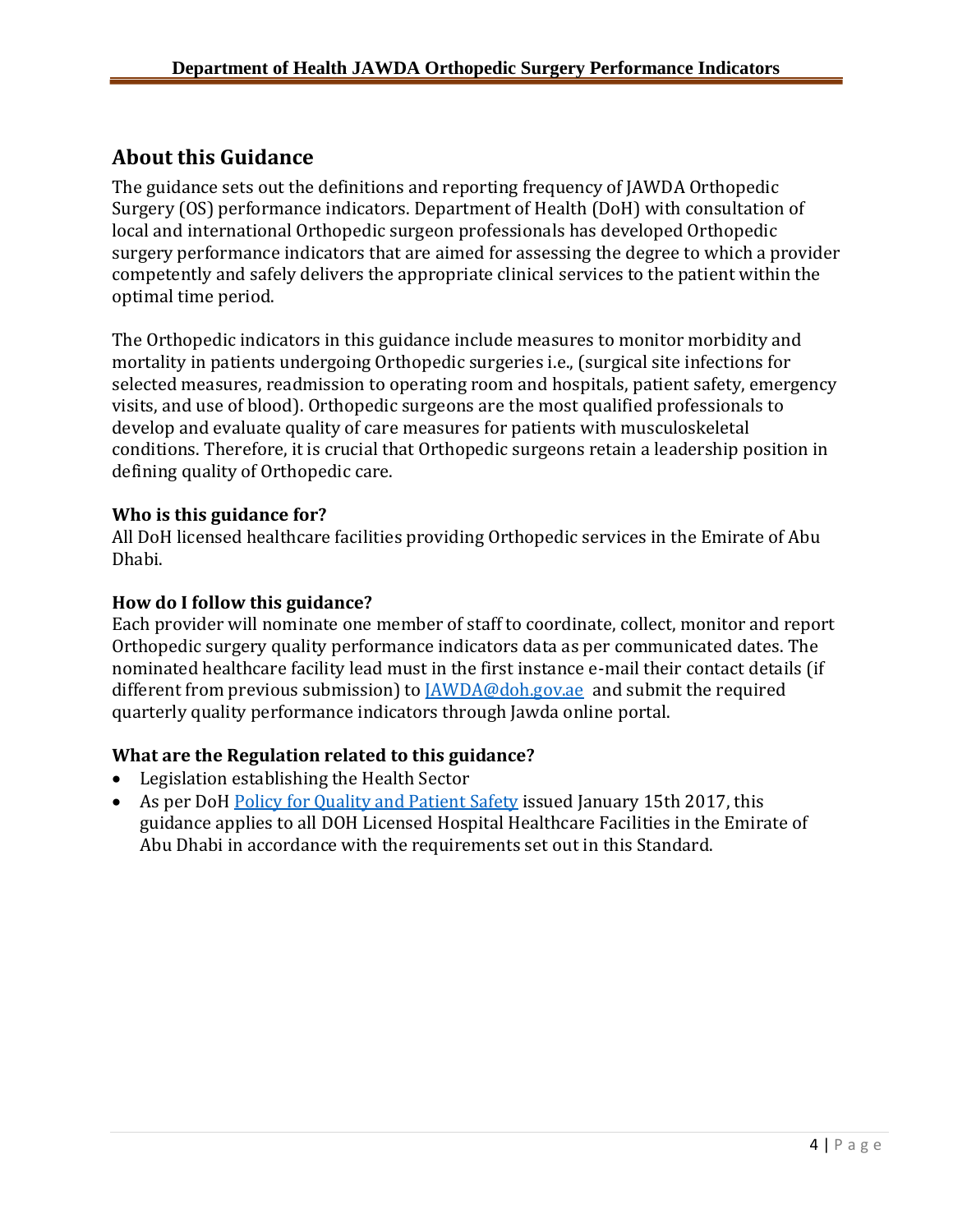## About this Guidance

The guidance sets out the definitions and reporting frequency of JAWDA Orthopedic Surgery (OS) performance indicators. Department of Health (DoH) with consultation of local and international Orthopedic surgeon professionals has developed Orthopedic surgery performance indicators that are aimed for assessing the degree to which a provider competently and safely delivers the appropriate clinical services to the patient within the optimal time period.

The Orthopedic indicators in this guidance include measures to monitor morbidity and mortality in patients undergoing Orthopedic surgeries i.e., (surgical site infections for selected measures, readmission to operating room and hospitals, patient safety, emergency visits, and use of blood). Orthopedic surgeons are the most qualified professionals to develop and evaluate quality of care measures for patients with musculoskeletal conditions. Therefore, it is crucial that Orthopedic surgeons retain a leadership position in defining quality of Orthopedic care.

### Who is this guidance for?

All DoH licensed healthcare facilities providing Orthopedic services in the Emirate of Abu Dhabi.

### How do I follow this guidance?

Each provider will nominate one member of staff to coordinate, collect, monitor and report Orthopedic surgery quality performance indicators data as per communicated dates. The nominated healthcare facility lead must in the first instance e-mail their contact details (if different from previous submission) to JAWDA@doh.gov.ae and submit the required quarterly quality performance indicators through Jawda online portal.

### What are the Regulation related to this guidance?

- Legislation establishing the Health Sector
- As per DoH Policy for Quality and Patient Safety issued January 15th 2017, this guidance applies to all DOH Licensed Hospital Healthcare Facilities in the Emirate of Abu Dhabi in accordance with the requirements set out in this Standard.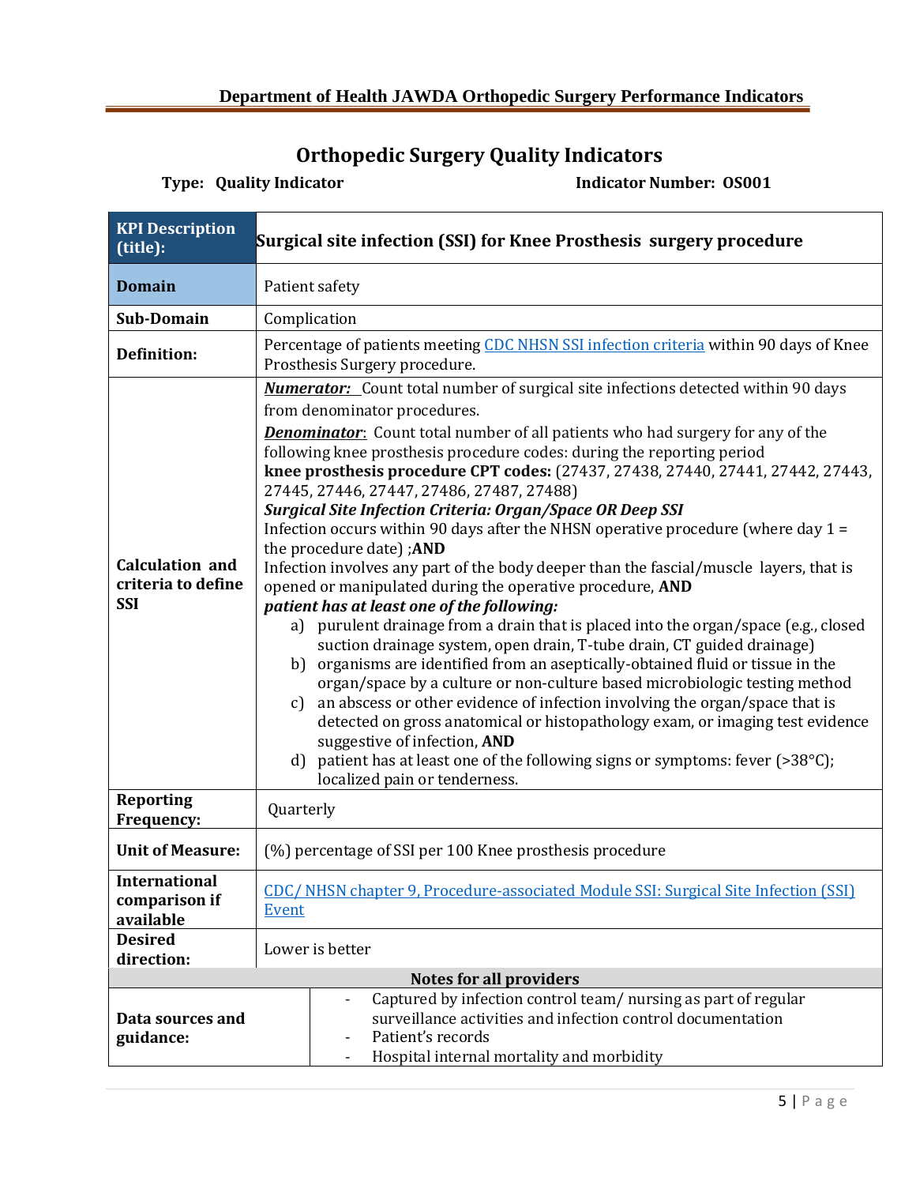# Orthopedic Surgery Quality Indicators

**Type: Quality Indicator** **Indicator Number: OS001**

| **KPI Description (title):** | **Surgical site infection (SSI) for Knee Prosthesis surgery procedure** |
|---|---|
| **Domain** | Patient safety |
| **Sub-Domain** | Complication |
| **Definition:** | Percentage of patients meeting CDC NHSN SSI infection criteria within 90 days of Knee Prosthesis Surgery procedure. |
| **Calculation and criteria to define SSI** | ***Numerator:*** Count total number of surgical site infections detected within 90 days from denominator procedures.<br>***Denominator***: Count total number of all patients who had surgery for any of the following knee prosthesis procedure codes: during the reporting period<br>**knee prosthesis procedure CPT codes:** (27437, 27438, 27440, 27441, 27442, 27443, 27445, 27446, 27447, 27486, 27487, 27488)<br>***Surgical Site Infection Criteria: Organ/Space OR Deep SSI***<br>Infection occurs within 90 days after the NHSN operative procedure (where day 1 = the procedure date) ;**AND**<br>Infection involves any part of the body deeper than the fascial/muscle layers, that is opened or manipulated during the operative procedure, **AND**<br>***patient has at least one of the following:***<br>a) purulent drainage from a drain that is placed into the organ/space (e.g., closed suction drainage system, open drain, T-tube drain, CT guided drainage)<br>b) organisms are identified from an aseptically-obtained fluid or tissue in the organ/space by a culture or non-culture based microbiologic testing method<br>c) an abscess or other evidence of infection involving the organ/space that is detected on gross anatomical or histopathology exam, or imaging test evidence suggestive of infection, **AND**<br>d) patient has at least one of the following signs or symptoms: fever (>38°C); localized pain or tenderness. |
| **Reporting Frequency:** | Quarterly |
| **Unit of Measure:** | (%) percentage of SSI per 100 Knee prosthesis procedure |
| **International comparison if available** | CDC/ NHSN chapter 9, Procedure-associated Module SSI: Surgical Site Infection (SSI) Event |
| **Desired direction:** | Lower is better |
| **Notes for all providers** | |
| **Data sources and guidance:** | - Captured by infection control team/ nursing as part of regular surveillance activities and infection control documentation<br>- Patient's records<br>- Hospital internal mortality and morbidity |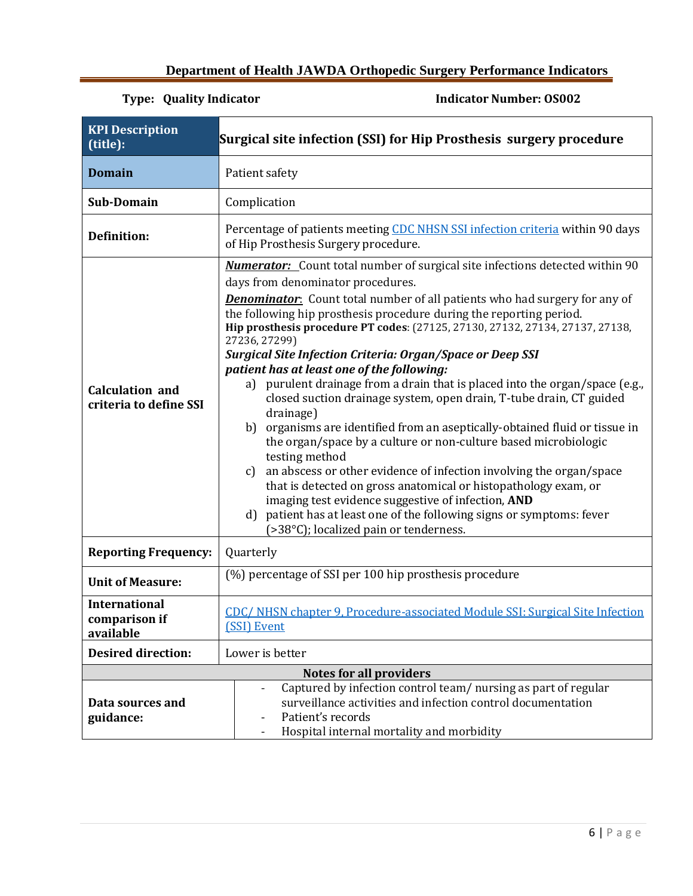# Department of Health JAWDA Orthopedic Surgery Performance Indicators

**Type: Quality Indicator** | **Indicator Number: OS002**

| **KPI Description (title):** | **Surgical site infection (SSI) for Hip Prosthesis surgery procedure** |
|---|---|
| **Domain** | Patient safety |
| **Sub-Domain** | Complication |
| **Definition:** | Percentage of patients meeting CDC NHSN SSI infection criteria within 90 days of Hip Prosthesis Surgery procedure. |
| **Calculation and criteria to define SSI** | ***Numerator:*** Count total number of surgical site infections detected within 90 days from denominator procedures.<br>***Denominator:*** Count total number of all patients who had surgery for any of the following hip prosthesis procedure during the reporting period.<br>**Hip prosthesis procedure PT codes**: (27125, 27130, 27132, 27134, 27137, 27138, 27236, 27299)<br>***Surgical Site Infection Criteria: Organ/Space or Deep SSI patient has at least one of the following:***<br>a) purulent drainage from a drain that is placed into the organ/space (e.g., closed suction drainage system, open drain, T-tube drain, CT guided drainage)<br>b) organisms are identified from an aseptically-obtained fluid or tissue in the organ/space by a culture or non-culture based microbiologic testing method<br>c) an abscess or other evidence of infection involving the organ/space that is detected on gross anatomical or histopathology exam, or imaging test evidence suggestive of infection, **AND**<br>d) patient has at least one of the following signs or symptoms: fever (>38°C); localized pain or tenderness. |
| **Reporting Frequency:** | Quarterly |
| **Unit of Measure:** | (%) percentage of SSI per 100 hip prosthesis procedure |
| **International comparison if available** | CDC/ NHSN chapter 9, Procedure-associated Module SSI: Surgical Site Infection (SSI) Event |
| **Desired direction:** | Lower is better |
| **Notes for all providers** | |
| **Data sources and guidance:** | - Captured by infection control team/ nursing as part of regular surveillance activities and infection control documentation<br>- Patient's records<br>- Hospital internal mortality and morbidity |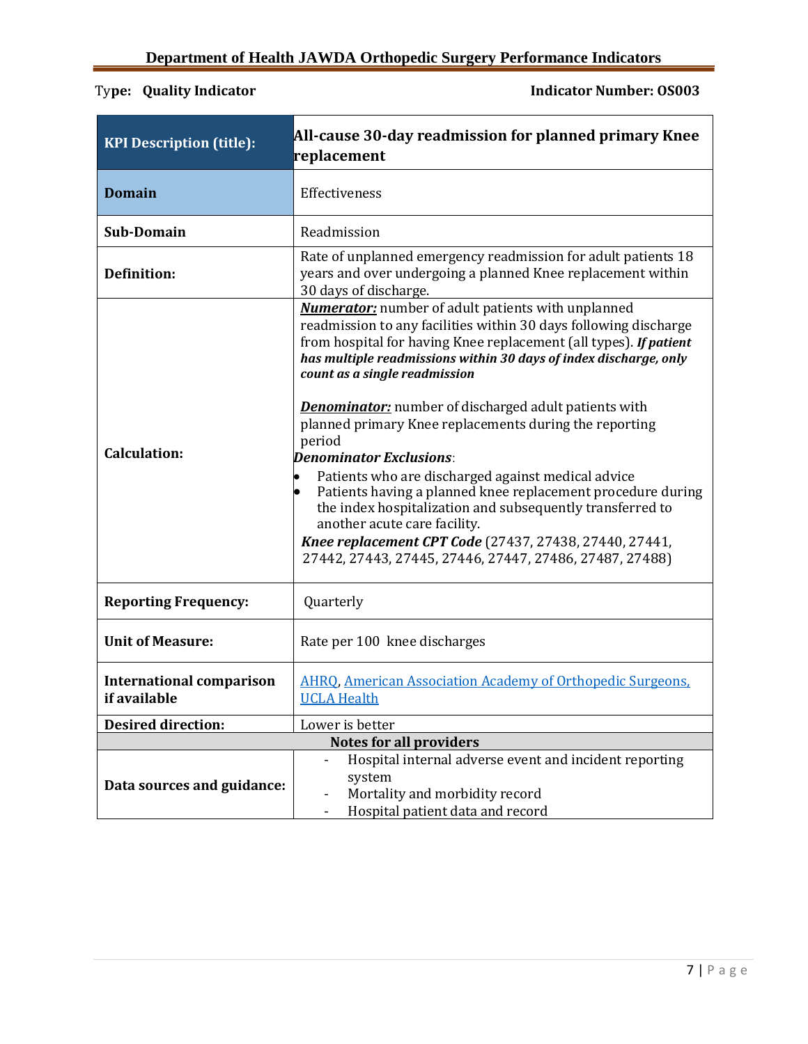**Type: Quality Indicator** **Indicator Number: OS003**

| **KPI Description (title):** | **All-cause 30-day readmission for planned primary Knee replacement** |
|---|---|
| **Domain** | Effectiveness |
| **Sub-Domain** | Readmission |
| **Definition:** | Rate of unplanned emergency readmission for adult patients 18 years and over undergoing a planned Knee replacement within 30 days of discharge. |
| **Calculation:** | ***Numerator:*** number of adult patients with unplanned readmission to any facilities within 30 days following discharge from hospital for having Knee replacement (all types). ***If patient has multiple readmissions within 30 days of index discharge, only count as a single readmission***<br><br>***Denominator:*** number of discharged adult patients with planned primary Knee replacements during the reporting period<br>***Denominator Exclusions***:<br>• Patients who are discharged against medical advice<br>• Patients having a planned knee replacement procedure during the index hospitalization and subsequently transferred to another acute care facility.<br>***Knee replacement CPT Code*** (27437, 27438, 27440, 27441, 27442, 27443, 27445, 27446, 27447, 27486, 27487, 27488) |
| **Reporting Frequency:** | Quarterly |
| **Unit of Measure:** | Rate per 100 knee discharges |
| **International comparison if available** | AHRQ, American Association Academy of Orthopedic Surgeons, UCLA Health |
| **Desired direction:** | Lower is better |
| **Notes for all providers** | |
| **Data sources and guidance:** | - Hospital internal adverse event and incident reporting system<br>- Mortality and morbidity record<br>- Hospital patient data and record |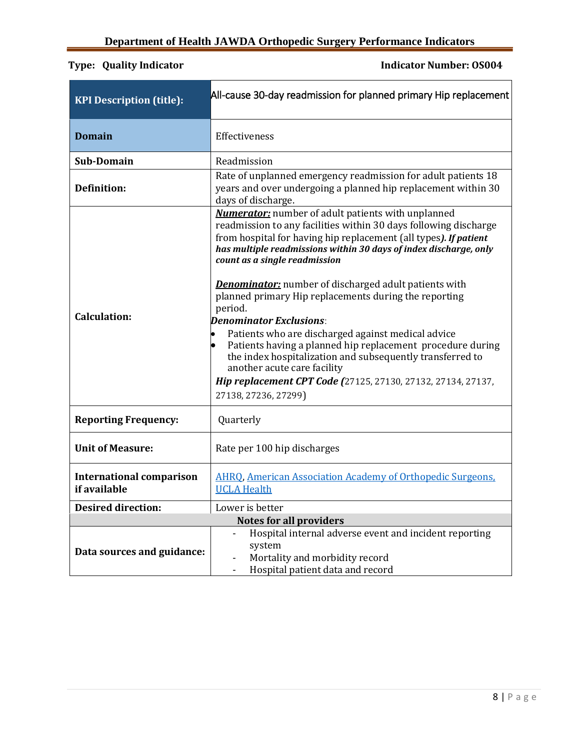**Type: Quality Indicator** **Indicator Number: OS004**

| **KPI Description (title):** | All-cause 30-day readmission for planned primary Hip replacement |
|---|---|
| **Domain** | Effectiveness |
| **Sub-Domain** | Readmission |
| **Definition:** | Rate of unplanned emergency readmission for adult patients 18 years and over undergoing a planned hip replacement within 30 days of discharge. |
| **Calculation:** | ***Numerator:*** number of adult patients with unplanned readmission to any facilities within 30 days following discharge from hospital for having hip replacement (all types***). If patient has multiple readmissions within 30 days of index discharge, only count as a single readmission***<br><br>***Denominator:*** number of discharged adult patients with planned primary Hip replacements during the reporting period.<br>***Denominator Exclusions***:<br>• Patients who are discharged against medical advice<br>• Patients having a planned hip replacement procedure during the index hospitalization and subsequently transferred to another acute care facility<br>***Hip replacement CPT Code (***27125, 27130, 27132, 27134, 27137, 27138, 27236, 27299) |
| **Reporting Frequency:** | Quarterly |
| **Unit of Measure:** | Rate per 100 hip discharges |
| **International comparison if available** | AHRQ, American Association Academy of Orthopedic Surgeons, UCLA Health |
| **Desired direction:** | Lower is better |
| **Notes for all providers** | |
| **Data sources and guidance:** | - Hospital internal adverse event and incident reporting system<br>- Mortality and morbidity record<br>- Hospital patient data and record |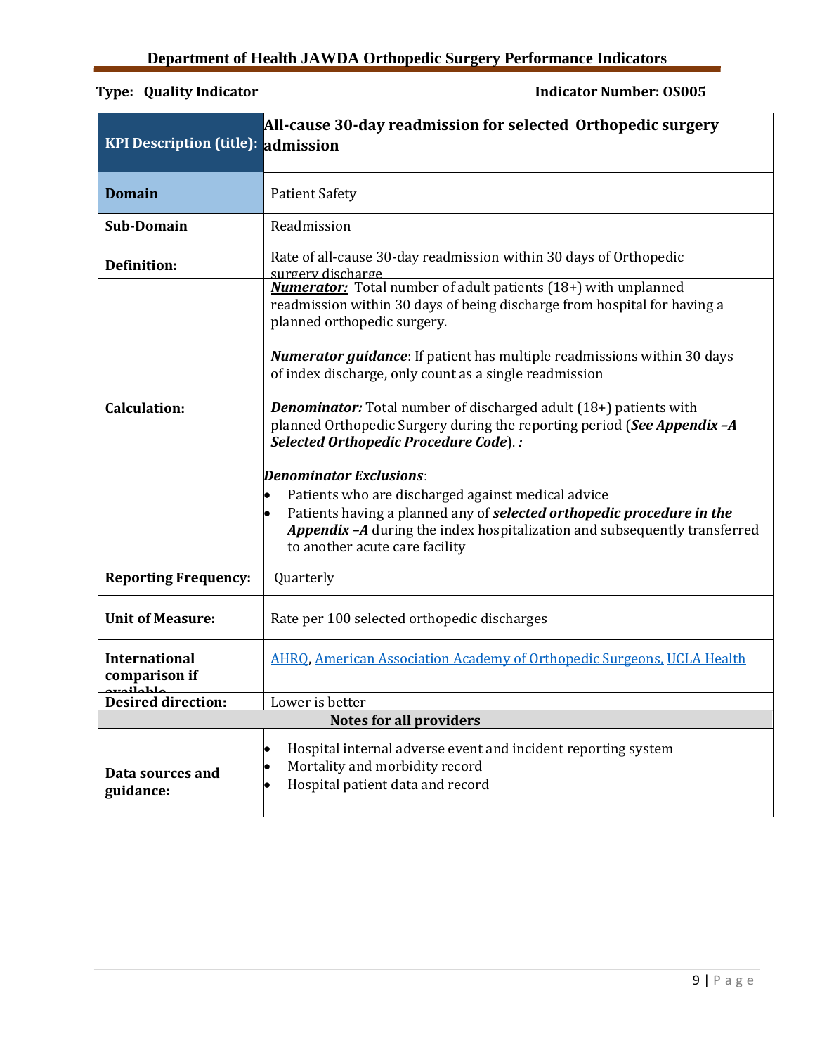**Type: Quality Indicator** **Indicator Number: OS005**

| **KPI Description (title):** | **All-cause 30-day readmission for selected Orthopedic surgery admission** |
|---|---|
| **Domain** | Patient Safety |
| **Sub-Domain** | Readmission |
| **Definition:** | Rate of all-cause 30-day readmission within 30 days of Orthopedic surgery discharge |
| **Calculation:** | ***Numerator:*** Total number of adult patients (18+) with unplanned readmission within 30 days of being discharge from hospital for having a planned orthopedic surgery.<br><br>***Numerator guidance***: If patient has multiple readmissions within 30 days of index discharge, only count as a single readmission<br><br>***Denominator:*** Total number of discharged adult (18+) patients with planned Orthopedic Surgery during the reporting period (***See Appendix –A Selected Orthopedic Procedure Code***). ***:***<br><br>***Denominator Exclusions***:<br>• Patients who are discharged against medical advice<br>• Patients having a planned any of ***selected orthopedic procedure in the Appendix –A*** during the index hospitalization and subsequently transferred to another acute care facility |
| **Reporting Frequency:** | Quarterly |
| **Unit of Measure:** | Rate per 100 selected orthopedic discharges |
| **International comparison if available** | AHRQ, American Association Academy of Orthopedic Surgeons, UCLA Health |
| **Desired direction:** | Lower is better |
| **Notes for all providers** | |
| **Data sources and guidance:** | • Hospital internal adverse event and incident reporting system<br>• Mortality and morbidity record<br>• Hospital patient data and record |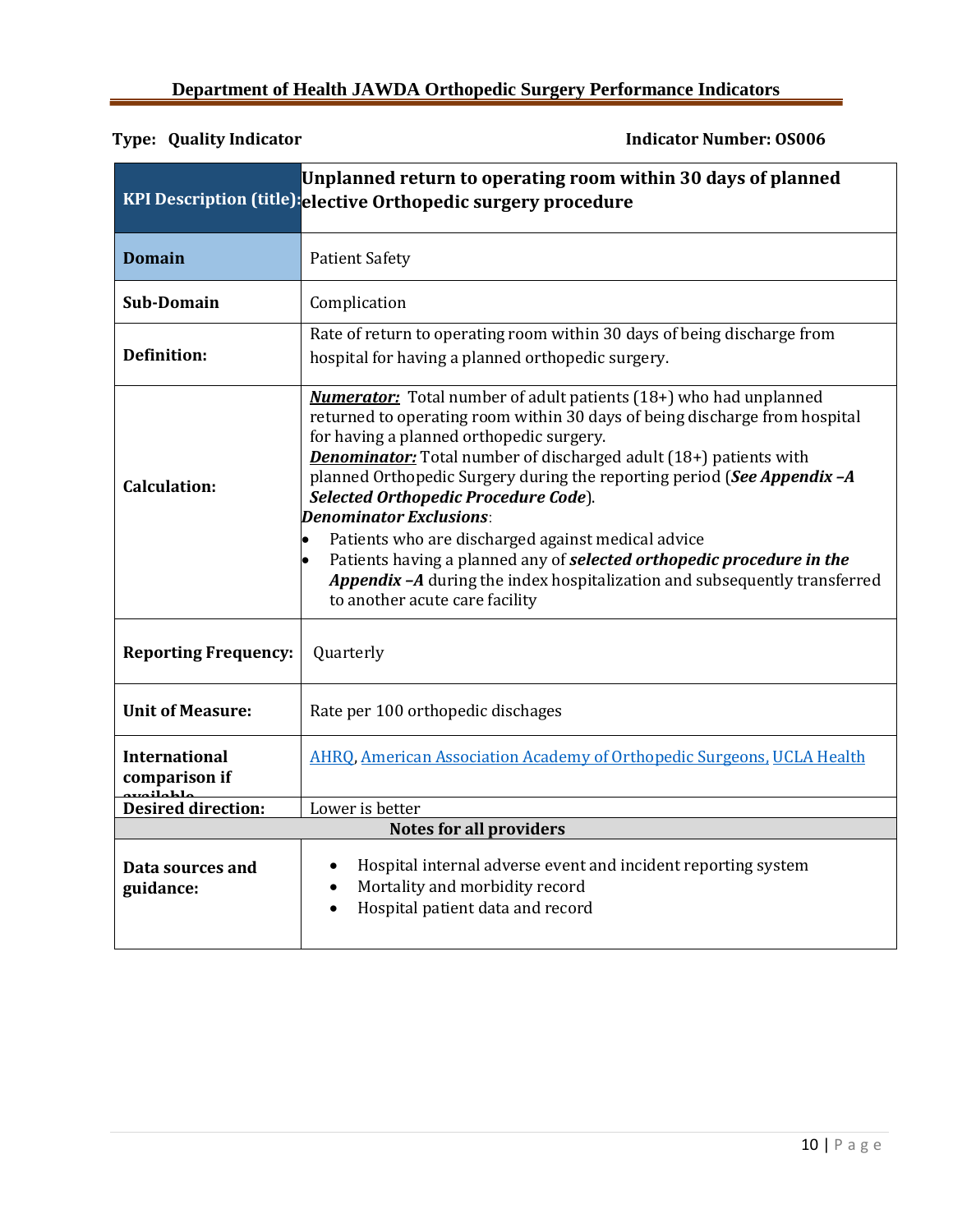**Type: Quality Indicator** **Indicator Number: OS006**

| KPI Description (title): | **Unplanned return to operating room within 30 days of planned elective Orthopedic surgery procedure** |
|---|---|
| **Domain** | Patient Safety |
| **Sub-Domain** | Complication |
| **Definition:** | Rate of return to operating room within 30 days of being discharge from hospital for having a planned orthopedic surgery. |
| **Calculation:** | ***Numerator:*** Total number of adult patients (18+) who had unplanned returned to operating room within 30 days of being discharge from hospital for having a planned orthopedic surgery.<br>***Denominator:*** Total number of discharged adult (18+) patients with planned Orthopedic Surgery during the reporting period (***See Appendix –A Selected Orthopedic Procedure Code***).<br>***Denominator Exclusions***:<br>• Patients who are discharged against medical advice<br>• Patients having a planned any of ***selected orthopedic procedure in the Appendix –A*** during the index hospitalization and subsequently transferred to another acute care facility |
| **Reporting Frequency:** | Quarterly |
| **Unit of Measure:** | Rate per 100 orthopedic dischages |
| **International comparison if available** | AHRQ, American Association Academy of Orthopedic Surgeons, UCLA Health |
| **Desired direction:** | Lower is better |
| **Notes for all providers** | |
| **Data sources and guidance:** | • Hospital internal adverse event and incident reporting system<br>• Mortality and morbidity record<br>• Hospital patient data and record |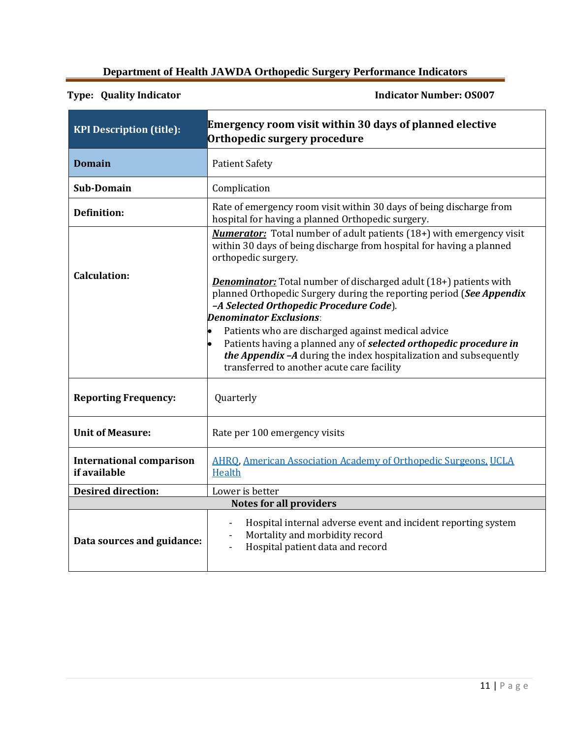## Department of Health JAWDA Orthopedic Surgery Performance Indicators

**Type: Quality Indicator** **Indicator Number: OS007**

| **KPI Description (title):** | **Emergency room visit within 30 days of planned elective Orthopedic surgery procedure** |
|---|---|
| **Domain** | Patient Safety |
| **Sub-Domain** | Complication |
| **Definition:** | Rate of emergency room visit within 30 days of being discharge from hospital for having a planned Orthopedic surgery. |
| **Calculation:** | ***Numerator:*** Total number of adult patients (18+) with emergency visit within 30 days of being discharge from hospital for having a planned orthopedic surgery.<br><br>***Denominator:*** Total number of discharged adult (18+) patients with planned Orthopedic Surgery during the reporting period (***See Appendix –A Selected Orthopedic Procedure Code***).<br>***Denominator Exclusions***:<br>• Patients who are discharged against medical advice<br>• Patients having a planned any of ***selected orthopedic procedure in the Appendix –A*** during the index hospitalization and subsequently transferred to another acute care facility |
| **Reporting Frequency:** | Quarterly |
| **Unit of Measure:** | Rate per 100 emergency visits |
| **International comparison if available** | AHRQ, American Association Academy of Orthopedic Surgeons, UCLA Health |
| **Desired direction:** | Lower is better |
| **Notes for all providers** | |
| **Data sources and guidance:** | - Hospital internal adverse event and incident reporting system<br>- Mortality and morbidity record<br>- Hospital patient data and record |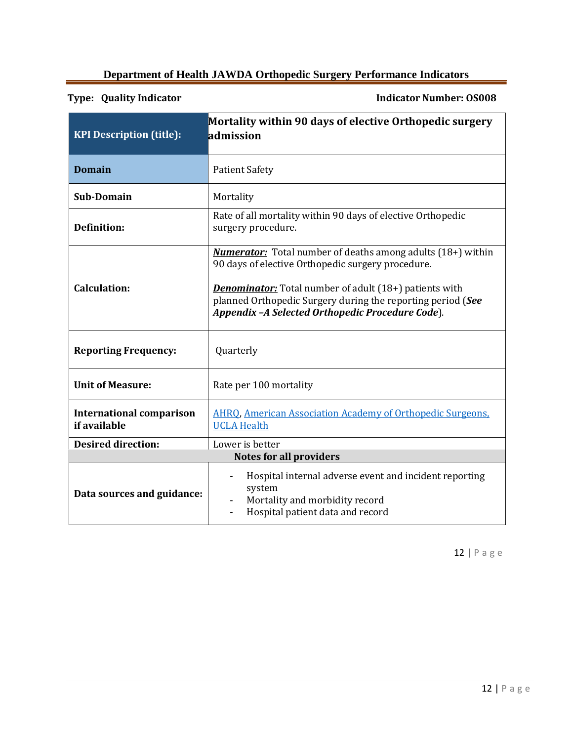**Department of Health JAWDA Orthopedic Surgery Performance Indicators**

**Type: Quality Indicator** **Indicator Number: OS008**

| **KPI Description (title):** | **Mortality within 90 days of elective Orthopedic surgery admission** |
|---|---|
| **Domain** | Patient Safety |
| **Sub-Domain** | Mortality |
| **Definition:** | Rate of all mortality within 90 days of elective Orthopedic surgery procedure. |
| **Calculation:** | ***Numerator:*** Total number of deaths among adults (18+) within 90 days of elective Orthopedic surgery procedure.<br><br>***Denominator:*** Total number of adult (18+) patients with planned Orthopedic Surgery during the reporting period (***See Appendix –A Selected Orthopedic Procedure Code***). |
| **Reporting Frequency:** | Quarterly |
| **Unit of Measure:** | Rate per 100 mortality |
| **International comparison if available** | AHRQ, American Association Academy of Orthopedic Surgeons, UCLA Health |
| **Desired direction:** | Lower is better |
| **Notes for all providers** | |
| **Data sources and guidance:** | - Hospital internal adverse event and incident reporting system<br>- Mortality and morbidity record<br>- Hospital patient data and record |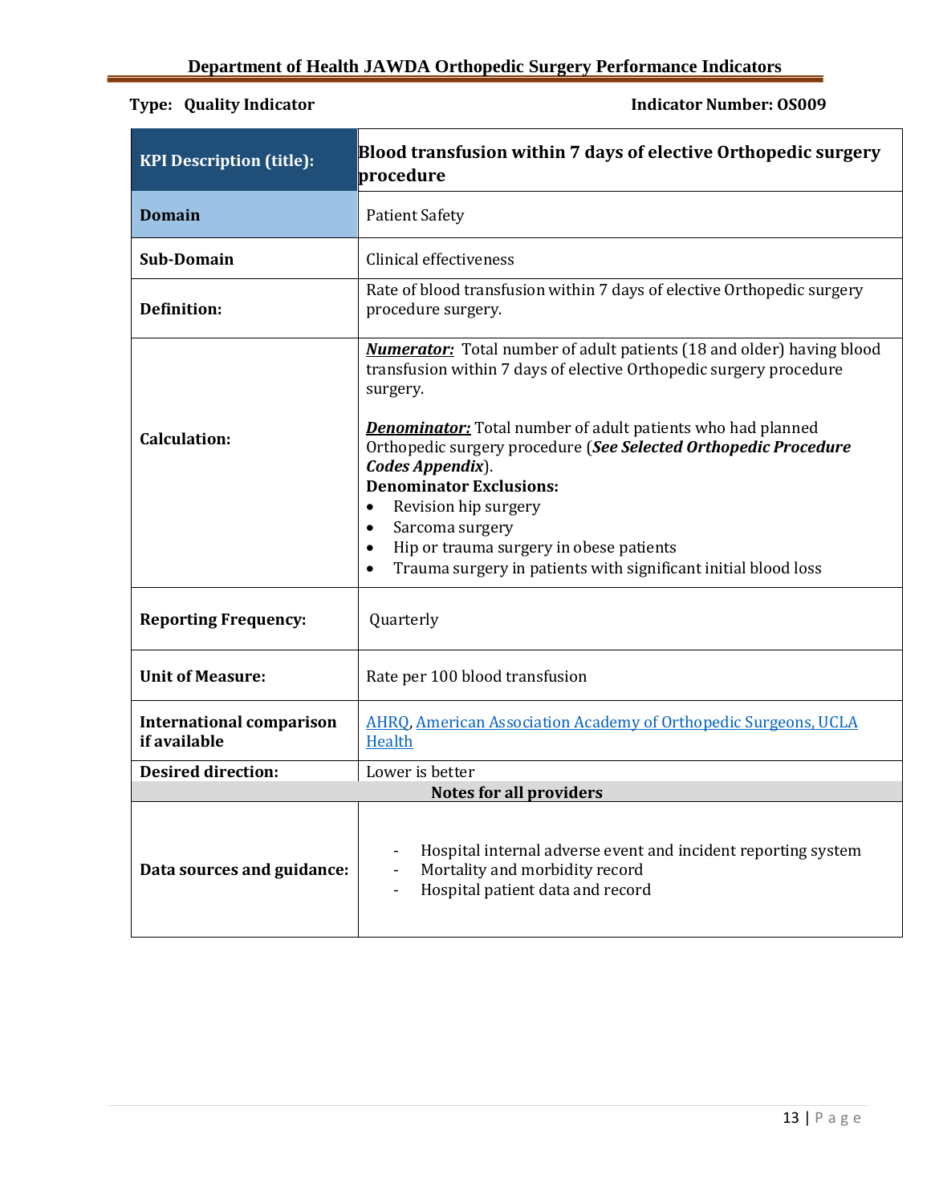**Type: Quality Indicator** **Indicator Number: OS009**

| KPI Description (title): | Blood transfusion within 7 days of elective Orthopedic surgery procedure |
|---|---|
| **Domain** | Patient Safety |
| **Sub-Domain** | Clinical effectiveness |
| **Definition:** | Rate of blood transfusion within 7 days of elective Orthopedic surgery procedure surgery. |
| **Calculation:** | ***Numerator:*** Total number of adult patients (18 and older) having blood transfusion within 7 days of elective Orthopedic surgery procedure surgery.<br><br>***Denominator:*** Total number of adult patients who had planned Orthopedic surgery procedure (***See Selected Orthopedic Procedure Codes Appendix***).<br>**Denominator Exclusions:**<br>• Revision hip surgery<br>• Sarcoma surgery<br>• Hip or trauma surgery in obese patients<br>• Trauma surgery in patients with significant initial blood loss |
| **Reporting Frequency:** | Quarterly |
| **Unit of Measure:** | Rate per 100 blood transfusion |
| **International comparison if available** | AHRQ, American Association Academy of Orthopedic Surgeons, UCLA Health |
| **Desired direction:** | Lower is better |
| **Notes for all providers** | |
| **Data sources and guidance:** | - Hospital internal adverse event and incident reporting system<br>- Mortality and morbidity record<br>- Hospital patient data and record |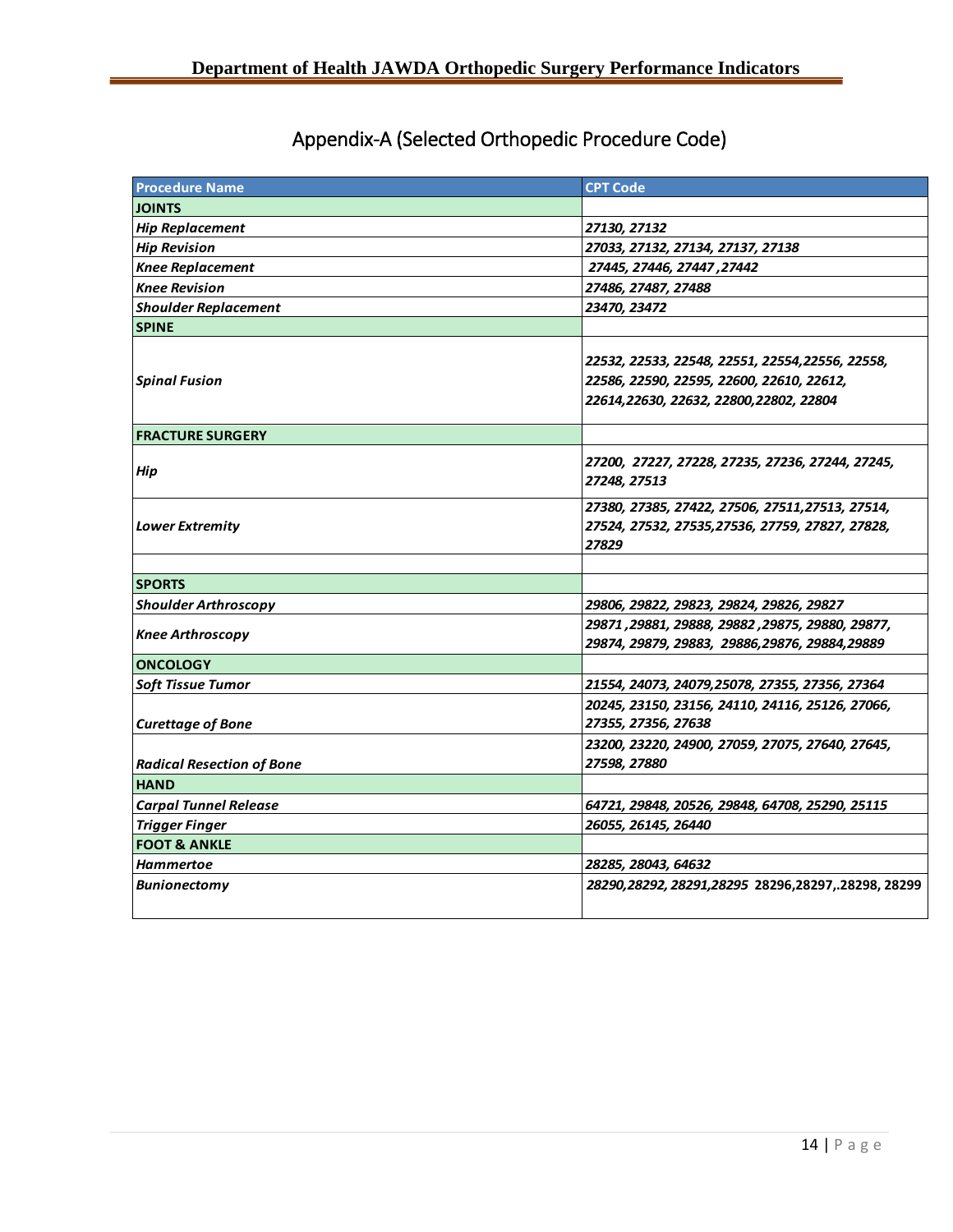## Appendix-A (Selected Orthopedic Procedure Code)

| Procedure Name | CPT Code |
|---|---|
| **JOINTS** | |
| ***Hip Replacement*** | *27130, 27132* |
| ***Hip Revision*** | *27033, 27132, 27134, 27137, 27138* |
| ***Knee Replacement*** | *27445, 27446, 27447 ,27442* |
| ***Knee Revision*** | *27486, 27487, 27488* |
| ***Shoulder Replacement*** | *23470, 23472* |
| **SPINE** | |
| ***Spinal Fusion*** | *22532, 22533, 22548, 22551, 22554,22556, 22558, 22586, 22590, 22595, 22600, 22610, 22612, 22614,22630, 22632, 22800,22802, 22804* |
| **FRACTURE SURGERY** | |
| ***Hip*** | *27200, 27227, 27228, 27235, 27236, 27244, 27245, 27248, 27513* |
| ***Lower Extremity*** | *27380, 27385, 27422, 27506, 27511,27513, 27514, 27524, 27532, 27535,27536, 27759, 27827, 27828, 27829* |
| | |
| **SPORTS** | |
| ***Shoulder Arthroscopy*** | *29806, 29822, 29823, 29824, 29826, 29827* |
| ***Knee Arthroscopy*** | *29871 ,29881, 29888, 29882 ,29875, 29880, 29877, 29874, 29879, 29883, 29886,29876, 29884,29889* |
| **ONCOLOGY** | |
| ***Soft Tissue Tumor*** | *21554, 24073, 24079,25078, 27355, 27356, 27364* |
| ***Curettage of Bone*** | *20245, 23150, 23156, 24110, 24116, 25126, 27066, 27355, 27356, 27638* |
| ***Radical Resection of Bone*** | *23200, 23220, 24900, 27059, 27075, 27640, 27645, 27598, 27880* |
| **HAND** | |
| ***Carpal Tunnel Release*** | *64721, 29848, 20526, 29848, 64708, 25290, 25115* |
| ***Trigger Finger*** | *26055, 26145, 26440* |
| **FOOT & ANKLE** | |
| ***Hammertoe*** | *28285, 28043, 64632* |
| ***Bunionectomy*** | *28290,28292, 28291,28295 28296,28297,.28298, 28299* |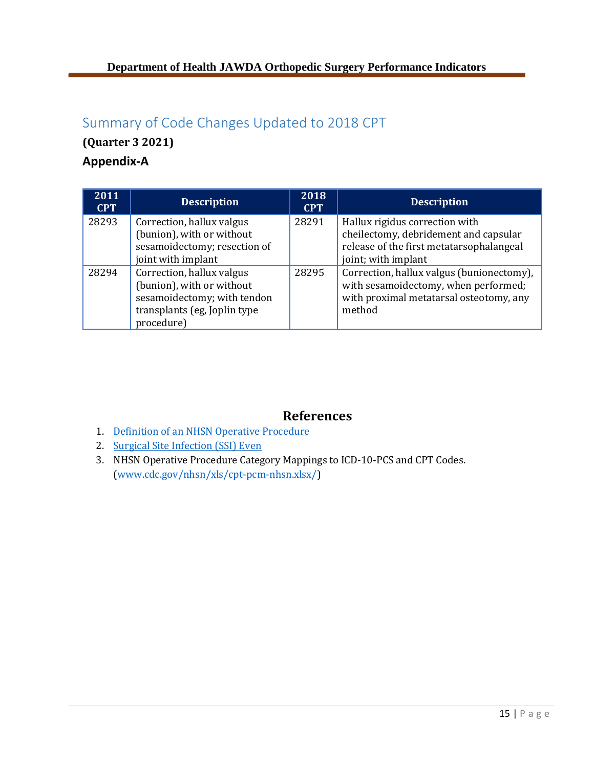## Summary of Code Changes Updated to 2018 CPT

**(Quarter 3 2021)**

**Appendix-A**

| 2011 CPT | Description | 2018 CPT | Description |
|---|---|---|---|
| 28293 | Correction, hallux valgus (bunion), with or without sesamoidectomy; resection of joint with implant | 28291 | Hallux rigidus correction with cheilectomy, debridement and capsular release of the first metatarsophalangeal joint; with implant |
| 28294 | Correction, hallux valgus (bunion), with or without sesamoidectomy; with tendon transplants (eg, Joplin type procedure) | 28295 | Correction, hallux valgus (bunionectomy), with sesamoidectomy, when performed; with proximal metatarsal osteotomy, any method |

## References

1. Definition of an NHSN Operative Procedure
2. Surgical Site Infection (SSI) Even
3. NHSN Operative Procedure Category Mappings to ICD-10-PCS and CPT Codes. (www.cdc.gov/nhsn/xls/cpt-pcm-nhsn.xlsx/)